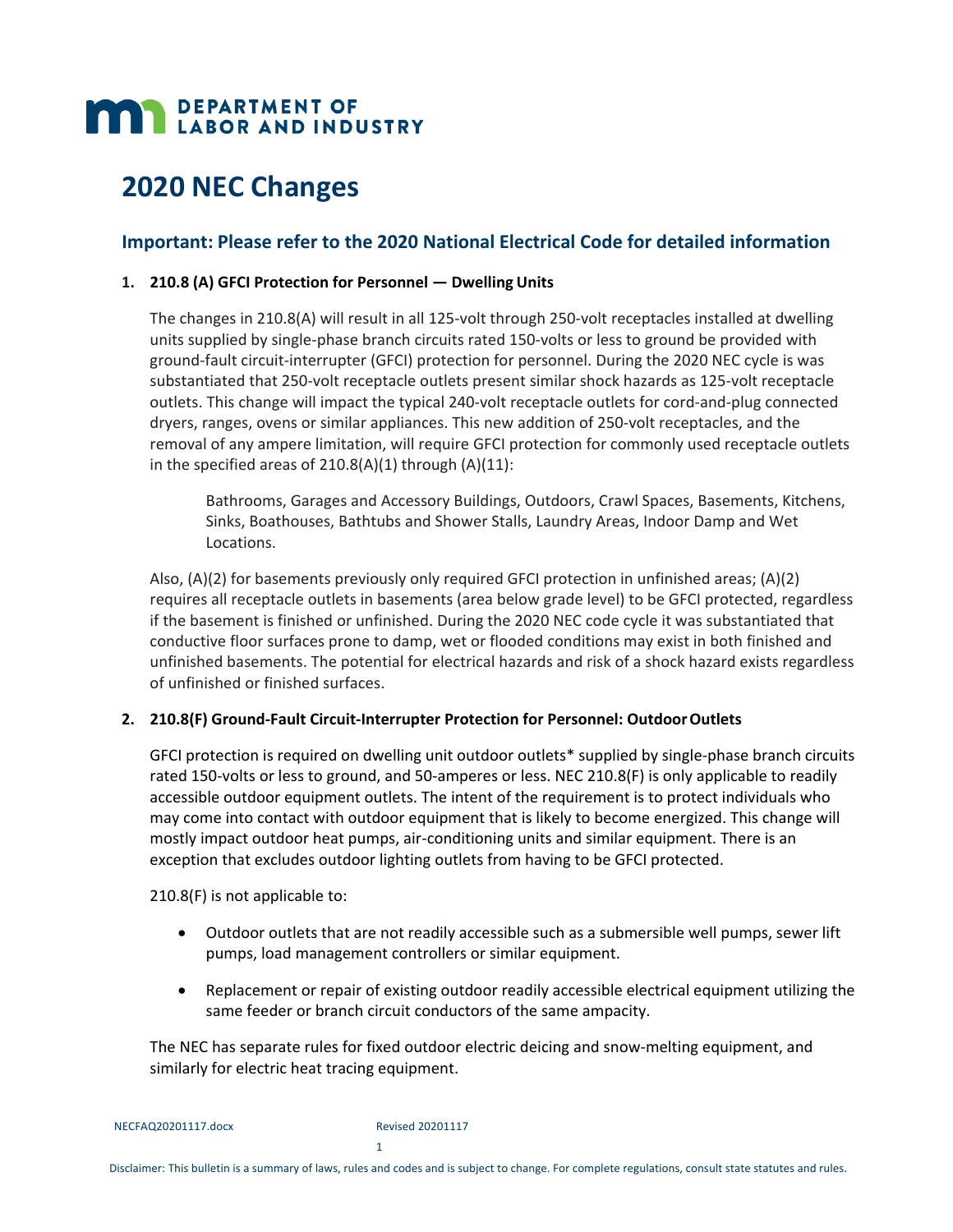**DEPARTMENT OF LABOR AND INDUSTRY**

# 2020 NEC Changes

## Important: Please refer to the 2020 National Electrical Code for detailed information

**1. 210.8 (A) GFCI Protection for Personnel — Dwelling Units**

The changes in 210.8(A) will result in all 125-volt through 250-volt receptacles installed at dwelling units supplied by single-phase branch circuits rated 150-volts or less to ground be provided with ground-fault circuit-interrupter (GFCI) protection for personnel. During the 2020 NEC cycle is was substantiated that 250-volt receptacle outlets present similar shock hazards as 125-volt receptacle outlets. This change will impact the typical 240-volt receptacle outlets for cord-and-plug connected dryers, ranges, ovens or similar appliances. This new addition of 250-volt receptacles, and the removal of any ampere limitation, will require GFCI protection for commonly used receptacle outlets in the specified areas of 210.8(A)(1) through (A)(11):

> Bathrooms, Garages and Accessory Buildings, Outdoors, Crawl Spaces, Basements, Kitchens, Sinks, Boathouses, Bathtubs and Shower Stalls, Laundry Areas, Indoor Damp and Wet Locations.

Also, (A)(2) for basements previously only required GFCI protection in unfinished areas; (A)(2) requires all receptacle outlets in basements (area below grade level) to be GFCI protected, regardless if the basement is finished or unfinished. During the 2020 NEC code cycle it was substantiated that conductive floor surfaces prone to damp, wet or flooded conditions may exist in both finished and unfinished basements. The potential for electrical hazards and risk of a shock hazard exists regardless of unfinished or finished surfaces.

**2. 210.8(F) Ground-Fault Circuit-Interrupter Protection for Personnel: Outdoor Outlets**

GFCI protection is required on dwelling unit outdoor outlets* supplied by single-phase branch circuits rated 150-volts or less to ground, and 50-amperes or less. NEC 210.8(F) is only applicable to readily accessible outdoor equipment outlets. The intent of the requirement is to protect individuals who may come into contact with outdoor equipment that is likely to become energized. This change will mostly impact outdoor heat pumps, air-conditioning units and similar equipment. There is an exception that excludes outdoor lighting outlets from having to be GFCI protected.

210.8(F) is not applicable to:

- Outdoor outlets that are not readily accessible such as a submersible well pumps, sewer lift pumps, load management controllers or similar equipment.
- Replacement or repair of existing outdoor readily accessible electrical equipment utilizing the same feeder or branch circuit conductors of the same ampacity.

The NEC has separate rules for fixed outdoor electric deicing and snow-melting equipment, and similarly for electric heat tracing equipment.

NECFAQ20201117.docx Revised 20201117

Disclaimer: This bulletin is a summary of laws, rules and codes and is subject to change. For complete regulations, consult state statutes and rules.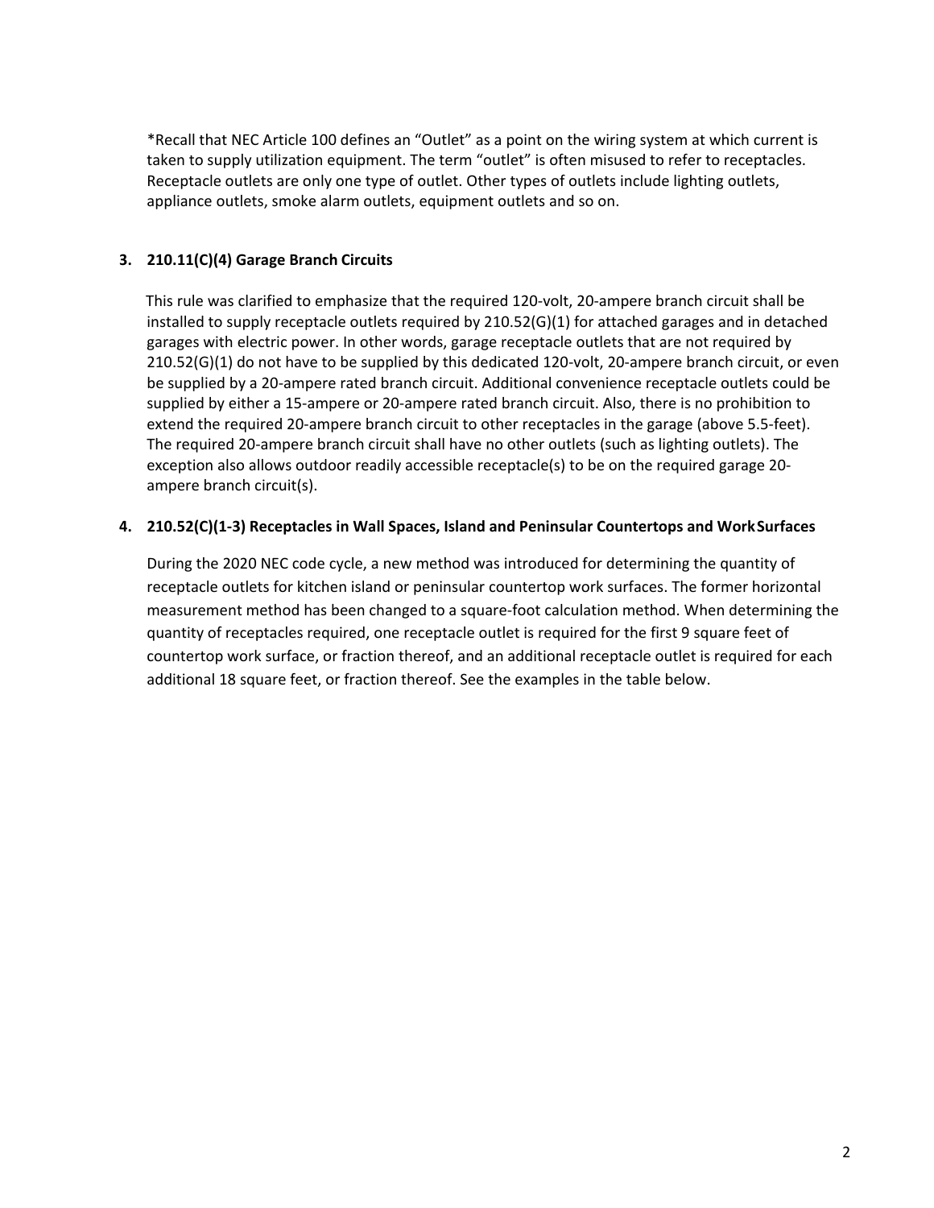*Recall that NEC Article 100 defines an "Outlet" as a point on the wiring system at which current is taken to supply utilization equipment. The term "outlet" is often misused to refer to receptacles. Receptacle outlets are only one type of outlet. Other types of outlets include lighting outlets, appliance outlets, smoke alarm outlets, equipment outlets and so on.

**3. 210.11(C)(4) Garage Branch Circuits**

This rule was clarified to emphasize that the required 120-volt, 20-ampere branch circuit shall be installed to supply receptacle outlets required by 210.52(G)(1) for attached garages and in detached garages with electric power. In other words, garage receptacle outlets that are not required by 210.52(G)(1) do not have to be supplied by this dedicated 120-volt, 20-ampere branch circuit, or even be supplied by a 20-ampere rated branch circuit. Additional convenience receptacle outlets could be supplied by either a 15-ampere or 20-ampere rated branch circuit. Also, there is no prohibition to extend the required 20-ampere branch circuit to other receptacles in the garage (above 5.5-feet). The required 20-ampere branch circuit shall have no other outlets (such as lighting outlets). The exception also allows outdoor readily accessible receptacle(s) to be on the required garage 20-ampere branch circuit(s).

**4. 210.52(C)(1-3) Receptacles in Wall Spaces, Island and Peninsular Countertops and Work Surfaces**

During the 2020 NEC code cycle, a new method was introduced for determining the quantity of receptacle outlets for kitchen island or peninsular countertop work surfaces. The former horizontal measurement method has been changed to a square-foot calculation method. When determining the quantity of receptacles required, one receptacle outlet is required for the first 9 square feet of countertop work surface, or fraction thereof, and an additional receptacle outlet is required for each additional 18 square feet, or fraction thereof. See the examples in the table below.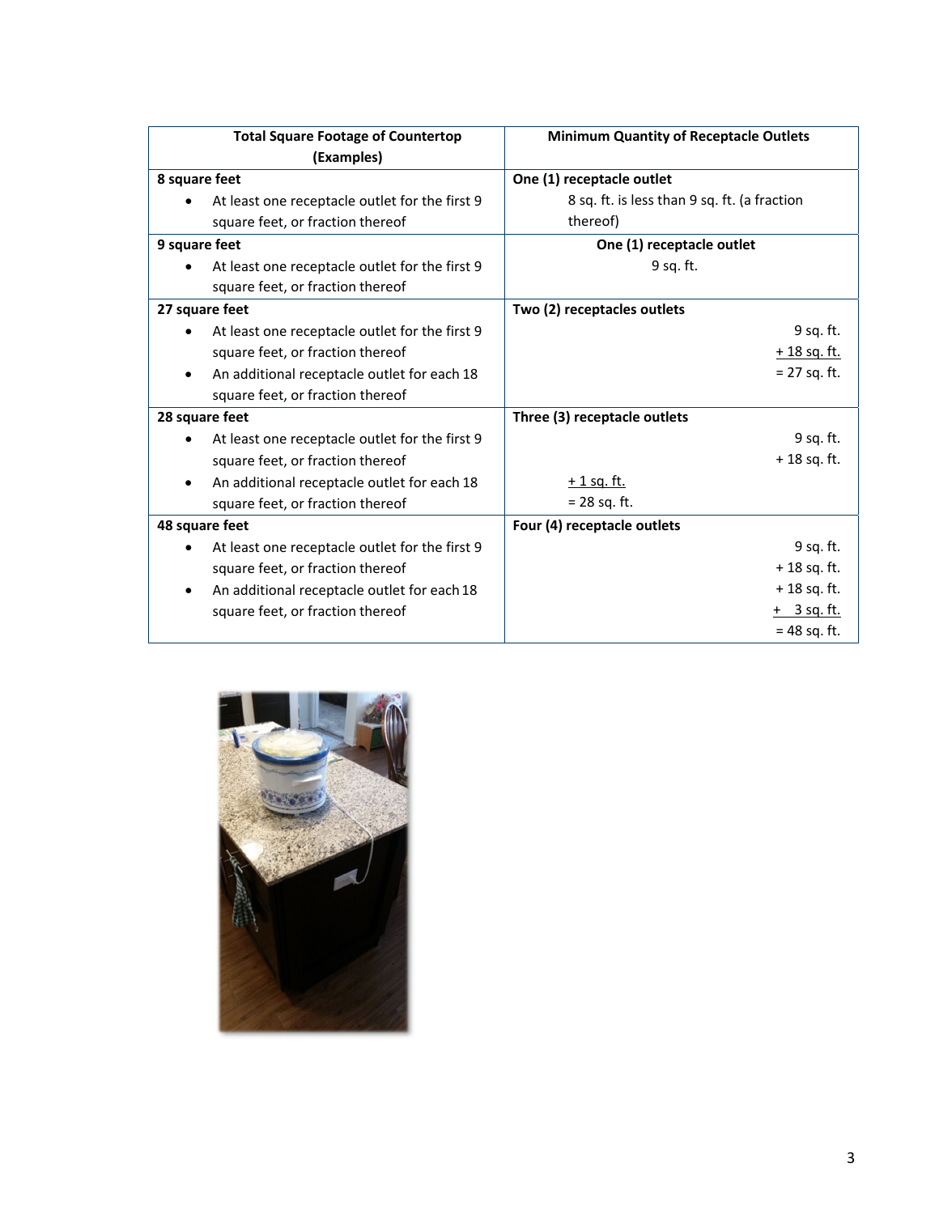| Total Square Footage of Countertop (Examples) | Minimum Quantity of Receptacle Outlets |
|---|---|
| **8 square feet**<br>• At least one receptacle outlet for the first 9 square feet, or fraction thereof | **One (1) receptacle outlet**<br>8 sq. ft. is less than 9 sq. ft. (a fraction thereof) |
| **9 square feet**<br>• At least one receptacle outlet for the first 9 square feet, or fraction thereof | **One (1) receptacle outlet**<br>9 sq. ft. |
| **27 square feet**<br>• At least one receptacle outlet for the first 9 square feet, or fraction thereof<br>• An additional receptacle outlet for each 18 square feet, or fraction thereof | **Two (2) receptacles outlets**<br>9 sq. ft.<br>+ 18 sq. ft.<br>= 27 sq. ft. |
| **28 square feet**<br>• At least one receptacle outlet for the first 9 square feet, or fraction thereof<br>• An additional receptacle outlet for each 18 square feet, or fraction thereof | **Three (3) receptacle outlets**<br>9 sq. ft.<br>+ 18 sq. ft.<br>+ 1 sq. ft.<br>= 28 sq. ft. |
| **48 square feet**<br>• At least one receptacle outlet for the first 9 square feet, or fraction thereof<br>• An additional receptacle outlet for each 18 square feet, or fraction thereof | **Four (4) receptacle outlets**<br>9 sq. ft.<br>+ 18 sq. ft.<br>+ 18 sq. ft.<br>+ 3 sq. ft.<br>= 48 sq. ft. |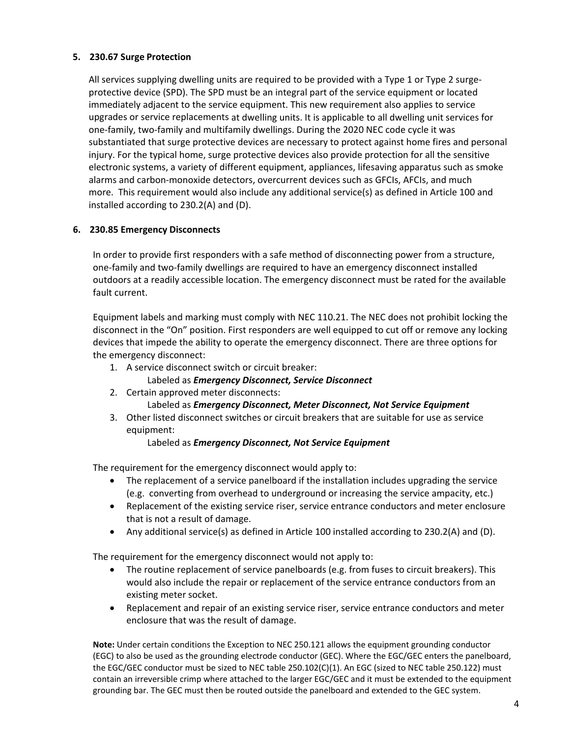### 5. 230.67 Surge Protection

All services supplying dwelling units are required to be provided with a Type 1 or Type 2 surge-protective device (SPD). The SPD must be an integral part of the service equipment or located immediately adjacent to the service equipment. This new requirement also applies to service upgrades or service replacements at dwelling units. It is applicable to all dwelling unit services for one-family, two-family and multifamily dwellings. During the 2020 NEC code cycle it was substantiated that surge protective devices are necessary to protect against home fires and personal injury. For the typical home, surge protective devices also provide protection for all the sensitive electronic systems, a variety of different equipment, appliances, lifesaving apparatus such as smoke alarms and carbon-monoxide detectors, overcurrent devices such as GFCIs, AFCIs, and much more. This requirement would also include any additional service(s) as defined in Article 100 and installed according to 230.2(A) and (D).

### 6. 230.85 Emergency Disconnects

In order to provide first responders with a safe method of disconnecting power from a structure, one-family and two-family dwellings are required to have an emergency disconnect installed outdoors at a readily accessible location. The emergency disconnect must be rated for the available fault current.

Equipment labels and marking must comply with NEC 110.21. The NEC does not prohibit locking the disconnect in the "On" position. First responders are well equipped to cut off or remove any locking devices that impede the ability to operate the emergency disconnect. There are three options for the emergency disconnect:

1. A service disconnect switch or circuit breaker:
   Labeled as ***Emergency Disconnect, Service Disconnect***
2. Certain approved meter disconnects:
   Labeled as ***Emergency Disconnect, Meter Disconnect, Not Service Equipment***
3. Other listed disconnect switches or circuit breakers that are suitable for use as service equipment:
   Labeled as ***Emergency Disconnect, Not Service Equipment***

The requirement for the emergency disconnect would apply to:

- The replacement of a service panelboard if the installation includes upgrading the service (e.g. converting from overhead to underground or increasing the service ampacity, etc.)
- Replacement of the existing service riser, service entrance conductors and meter enclosure that is not a result of damage.
- Any additional service(s) as defined in Article 100 installed according to 230.2(A) and (D).

The requirement for the emergency disconnect would not apply to:

- The routine replacement of service panelboards (e.g. from fuses to circuit breakers). This would also include the repair or replacement of the service entrance conductors from an existing meter socket.
- Replacement and repair of an existing service riser, service entrance conductors and meter enclosure that was the result of damage.

**Note:** Under certain conditions the Exception to NEC 250.121 allows the equipment grounding conductor (EGC) to also be used as the grounding electrode conductor (GEC). Where the EGC/GEC enters the panelboard, the EGC/GEC conductor must be sized to NEC table 250.102(C)(1). An EGC (sized to NEC table 250.122) must contain an irreversible crimp where attached to the larger EGC/GEC and it must be extended to the equipment grounding bar. The GEC must then be routed outside the panelboard and extended to the GEC system.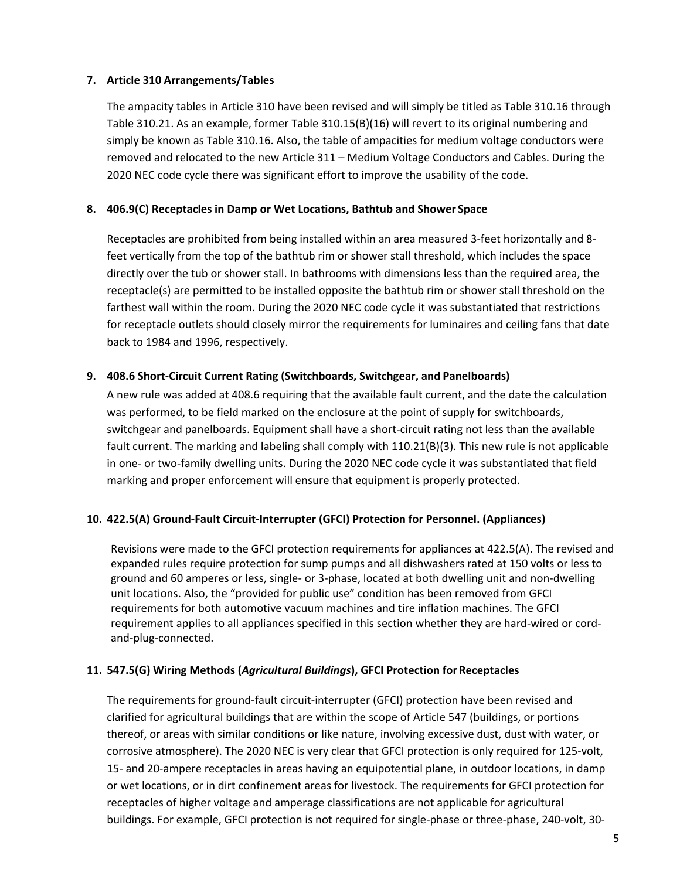**7. Article 310 Arrangements/Tables**

The ampacity tables in Article 310 have been revised and will simply be titled as Table 310.16 through Table 310.21. As an example, former Table 310.15(B)(16) will revert to its original numbering and simply be known as Table 310.16. Also, the table of ampacities for medium voltage conductors were removed and relocated to the new Article 311 – Medium Voltage Conductors and Cables. During the 2020 NEC code cycle there was significant effort to improve the usability of the code.

**8. 406.9(C) Receptacles in Damp or Wet Locations, Bathtub and Shower Space**

Receptacles are prohibited from being installed within an area measured 3-feet horizontally and 8-feet vertically from the top of the bathtub rim or shower stall threshold, which includes the space directly over the tub or shower stall. In bathrooms with dimensions less than the required area, the receptacle(s) are permitted to be installed opposite the bathtub rim or shower stall threshold on the farthest wall within the room. During the 2020 NEC code cycle it was substantiated that restrictions for receptacle outlets should closely mirror the requirements for luminaires and ceiling fans that date back to 1984 and 1996, respectively.

**9. 408.6 Short-Circuit Current Rating (Switchboards, Switchgear, and Panelboards)**

A new rule was added at 408.6 requiring that the available fault current, and the date the calculation was performed, to be field marked on the enclosure at the point of supply for switchboards, switchgear and panelboards. Equipment shall have a short-circuit rating not less than the available fault current. The marking and labeling shall comply with 110.21(B)(3). This new rule is not applicable in one- or two-family dwelling units. During the 2020 NEC code cycle it was substantiated that field marking and proper enforcement will ensure that equipment is properly protected.

**10. 422.5(A) Ground-Fault Circuit-Interrupter (GFCI) Protection for Personnel. (Appliances)**

Revisions were made to the GFCI protection requirements for appliances at 422.5(A). The revised and expanded rules require protection for sump pumps and all dishwashers rated at 150 volts or less to ground and 60 amperes or less, single- or 3-phase, located at both dwelling unit and non-dwelling unit locations. Also, the "provided for public use" condition has been removed from GFCI requirements for both automotive vacuum machines and tire inflation machines. The GFCI requirement applies to all appliances specified in this section whether they are hard-wired or cord-and-plug-connected.

**11. 547.5(G) Wiring Methods (*Agricultural Buildings*), GFCI Protection for Receptacles**

The requirements for ground-fault circuit-interrupter (GFCI) protection have been revised and clarified for agricultural buildings that are within the scope of Article 547 (buildings, or portions thereof, or areas with similar conditions or like nature, involving excessive dust, dust with water, or corrosive atmosphere). The 2020 NEC is very clear that GFCI protection is only required for 125-volt, 15- and 20-ampere receptacles in areas having an equipotential plane, in outdoor locations, in damp or wet locations, or in dirt confinement areas for livestock. The requirements for GFCI protection for receptacles of higher voltage and amperage classifications are not applicable for agricultural buildings. For example, GFCI protection is not required for single-phase or three-phase, 240-volt, 30-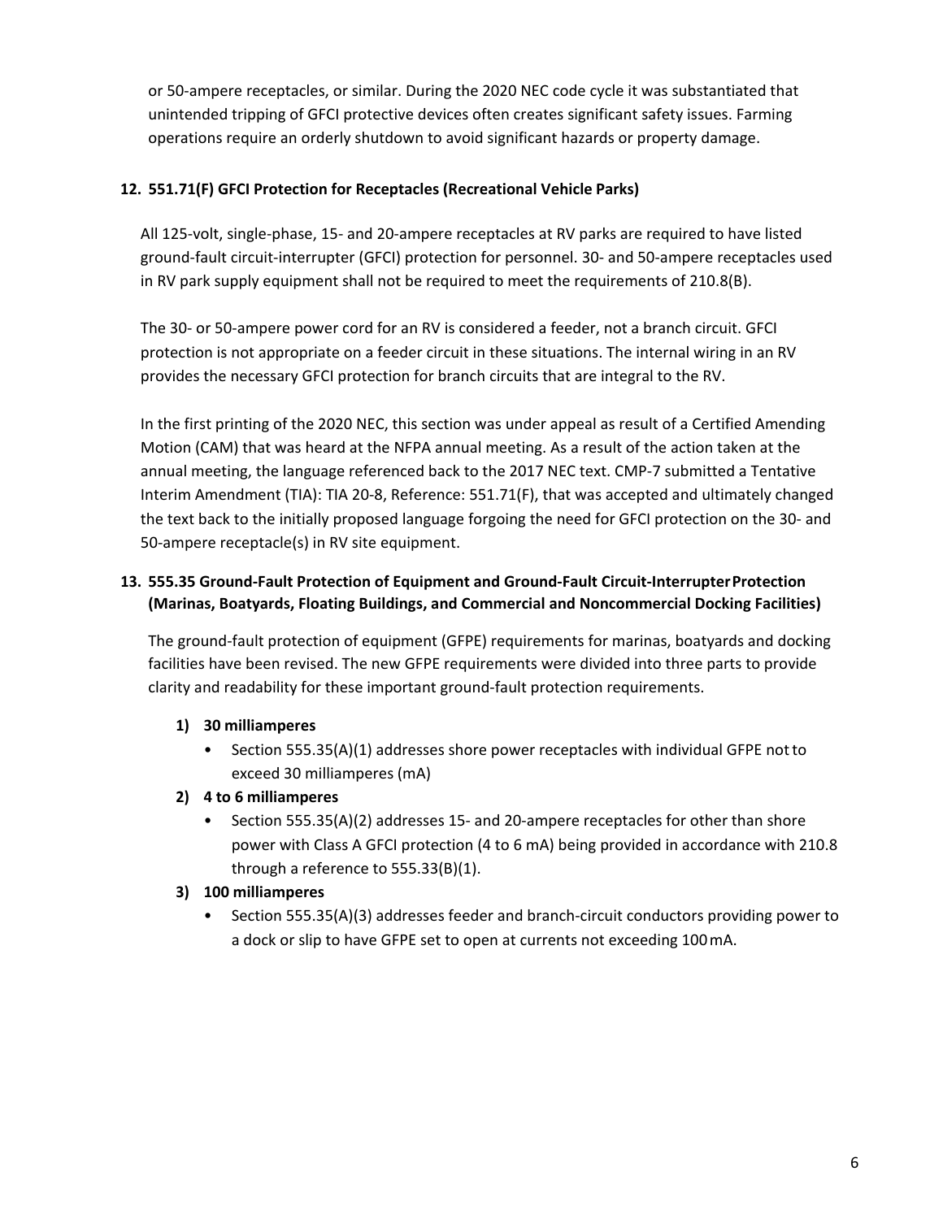or 50-ampere receptacles, or similar. During the 2020 NEC code cycle it was substantiated that unintended tripping of GFCI protective devices often creates significant safety issues. Farming operations require an orderly shutdown to avoid significant hazards or property damage.

**12. 551.71(F) GFCI Protection for Receptacles (Recreational Vehicle Parks)**

All 125-volt, single-phase, 15- and 20-ampere receptacles at RV parks are required to have listed ground-fault circuit-interrupter (GFCI) protection for personnel. 30- and 50-ampere receptacles used in RV park supply equipment shall not be required to meet the requirements of 210.8(B).

The 30- or 50-ampere power cord for an RV is considered a feeder, not a branch circuit. GFCI protection is not appropriate on a feeder circuit in these situations. The internal wiring in an RV provides the necessary GFCI protection for branch circuits that are integral to the RV.

In the first printing of the 2020 NEC, this section was under appeal as result of a Certified Amending Motion (CAM) that was heard at the NFPA annual meeting. As a result of the action taken at the annual meeting, the language referenced back to the 2017 NEC text. CMP-7 submitted a Tentative Interim Amendment (TIA): TIA 20-8, Reference: 551.71(F), that was accepted and ultimately changed the text back to the initially proposed language forgoing the need for GFCI protection on the 30- and 50-ampere receptacle(s) in RV site equipment.

**13. 555.35 Ground-Fault Protection of Equipment and Ground-Fault Circuit-Interrupter Protection (Marinas, Boatyards, Floating Buildings, and Commercial and Noncommercial Docking Facilities)**

The ground-fault protection of equipment (GFPE) requirements for marinas, boatyards and docking facilities have been revised. The new GFPE requirements were divided into three parts to provide clarity and readability for these important ground-fault protection requirements.

1) **30 milliamperes**
   - Section 555.35(A)(1) addresses shore power receptacles with individual GFPE not to exceed 30 milliamperes (mA)
2) **4 to 6 milliamperes**
   - Section 555.35(A)(2) addresses 15- and 20-ampere receptacles for other than shore power with Class A GFCI protection (4 to 6 mA) being provided in accordance with 210.8 through a reference to 555.33(B)(1).
3) **100 milliamperes**
   - Section 555.35(A)(3) addresses feeder and branch-circuit conductors providing power to a dock or slip to have GFPE set to open at currents not exceeding 100 mA.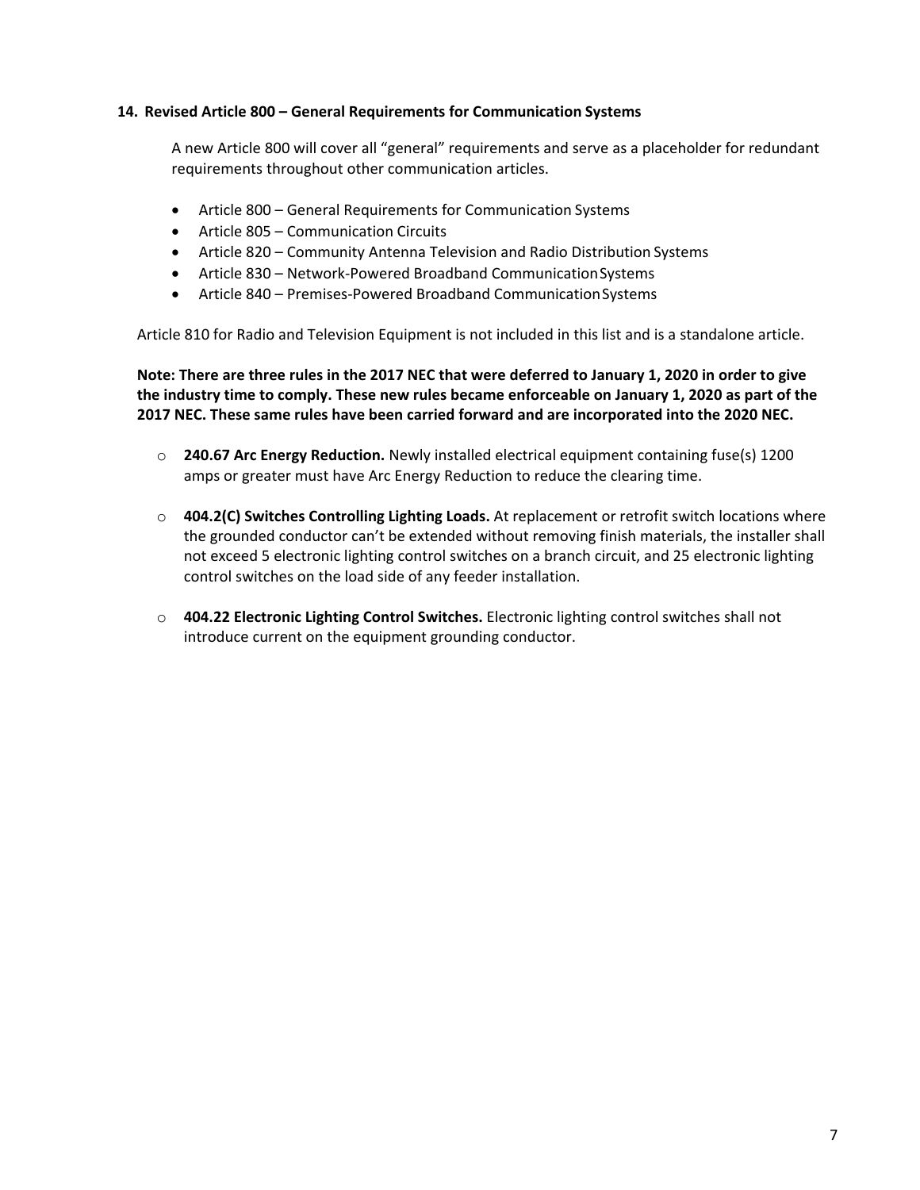**14. Revised Article 800 – General Requirements for Communication Systems**

A new Article 800 will cover all "general" requirements and serve as a placeholder for redundant requirements throughout other communication articles.

- Article 800 – General Requirements for Communication Systems
- Article 805 – Communication Circuits
- Article 820 – Community Antenna Television and Radio Distribution Systems
- Article 830 – Network-Powered Broadband Communication Systems
- Article 840 – Premises-Powered Broadband Communication Systems

Article 810 for Radio and Television Equipment is not included in this list and is a standalone article.

**Note: There are three rules in the 2017 NEC that were deferred to January 1, 2020 in order to give the industry time to comply. These new rules became enforceable on January 1, 2020 as part of the 2017 NEC. These same rules have been carried forward and are incorporated into the 2020 NEC.**

- **240.67 Arc Energy Reduction.** Newly installed electrical equipment containing fuse(s) 1200 amps or greater must have Arc Energy Reduction to reduce the clearing time.
- **404.2(C) Switches Controlling Lighting Loads.** At replacement or retrofit switch locations where the grounded conductor can't be extended without removing finish materials, the installer shall not exceed 5 electronic lighting control switches on a branch circuit, and 25 electronic lighting control switches on the load side of any feeder installation.
- **404.22 Electronic Lighting Control Switches.** Electronic lighting control switches shall not introduce current on the equipment grounding conductor.